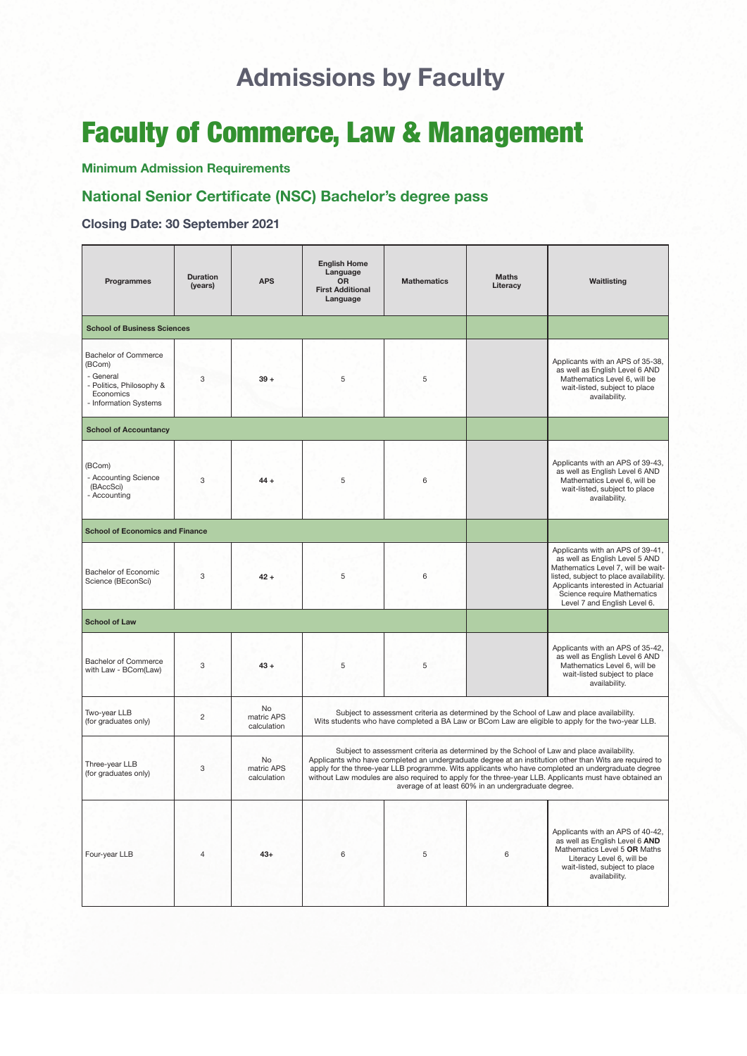# Admissions by Faculty

## Faculty of Commerce, Law & Management

### Minimum Admission Requirements

### National Senior Certificate (NSC) Bachelor's degree pass

**Closing Date: 30 September 2021**

| Programmes | Duration (years) | APS | English Home Language OR First Additional Language | Mathematics | Maths Literacy | Waitlisting |
|---|---|---|---|---|---|---|
| **School of Business Sciences** | | | | | | |
| Bachelor of Commerce (BCom)<br>- General<br>- Politics, Philosophy & Economics<br>- Information Systems | 3 | **39 +** | 5 | 5 | | Applicants with an APS of 35-38, as well as English Level 6 AND Mathematics Level 6, will be wait-listed, subject to place availability. |
| **School of Accountancy** | | | | | | |
| (BCom)<br>- Accounting Science (BAccSci)<br>- Accounting | 3 | **44 +** | 5 | 6 | | Applicants with an APS of 39-43, as well as English Level 6 AND Mathematics Level 6, will be wait-listed, subject to place availability. |
| **School of Economics and Finance** | | | | | | |
| Bachelor of Economic Science (BEconSci) | 3 | **42 +** | 5 | 6 | | Applicants with an APS of 39-41, as well as English Level 5 AND Mathematics Level 7, will be wait-listed, subject to place availability. Applicants interested in Actuarial Science require Mathematics Level 7 and English Level 6. |
| **School of Law** | | | | | | |
| Bachelor of Commerce with Law - BCom(Law) | 3 | **43 +** | 5 | 5 | | Applicants with an APS of 35-42, as well as English Level 6 AND Mathematics Level 6, will be wait-listed subject to place availability. |
| Two-year LLB (for graduates only) | 2 | No matric APS calculation | Subject to assessment criteria as determined by the School of Law and place availability. Wits students who have completed a BA Law or BCom Law are eligible to apply for the two-year LLB. | | | |
| Three-year LLB (for graduates only) | 3 | No matric APS calculation | Subject to assessment criteria as determined by the School of Law and place availability. Applicants who have completed an undergraduate degree at an institution other than Wits are required to apply for the three-year LLB programme. Wits applicants who have completed an undergraduate degree without Law modules are also required to apply for the three-year LLB. Applicants must have obtained an average of at least 60% in an undergraduate degree. | | | |
| Four-year LLB | 4 | **43+** | 6 | 5 | 6 | Applicants with an APS of 40-42, as well as English Level 6 **AND** Mathematics Level 5 **OR** Maths Literacy Level 6, will be wait-listed, subject to place availability. |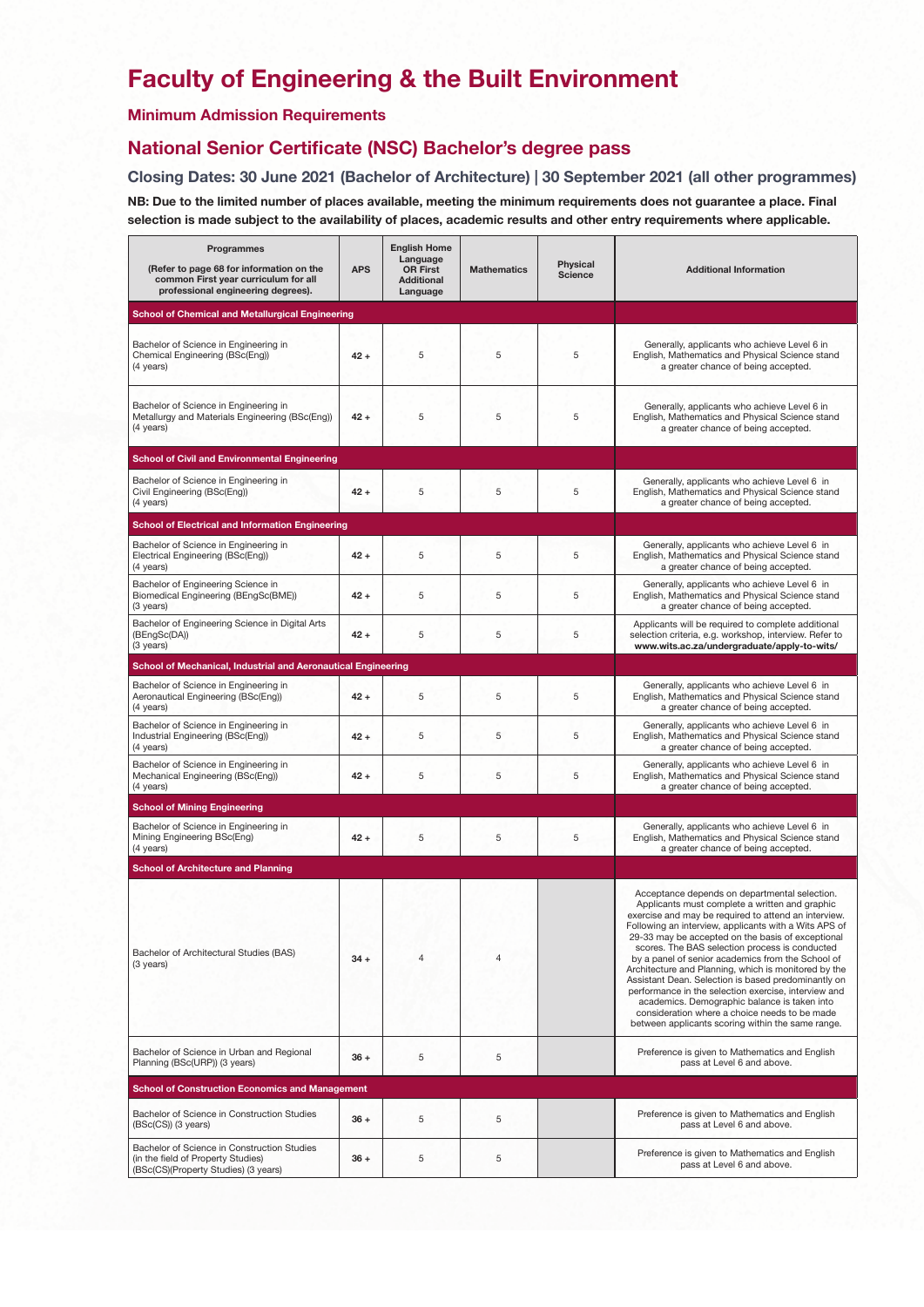# Faculty of Engineering & the Built Environment

## Minimum Admission Requirements

## National Senior Certificate (NSC) Bachelor's degree pass

### Closing Dates: 30 June 2021 (Bachelor of Architecture) | 30 September 2021 (all other programmes)

**NB: Due to the limited number of places available, meeting the minimum requirements does not guarantee a place. Final selection is made subject to the availability of places, academic results and other entry requirements where applicable.**

| Programmes (Refer to page 68 for information on the common First year curriculum for all professional engineering degrees). | APS | English Home Language OR First Additional Language | Mathematics | Physical Science | Additional Information |
|---|---|---|---|---|---|
| **School of Chemical and Metallurgical Engineering** | | | | | |
| Bachelor of Science in Engineering in Chemical Engineering (BSc(Eng)) (4 years) | 42 + | 5 | 5 | 5 | Generally, applicants who achieve Level 6 in English, Mathematics and Physical Science stand a greater chance of being accepted. |
| Bachelor of Science in Engineering in Metallurgy and Materials Engineering (BSc(Eng)) (4 years) | 42 + | 5 | 5 | 5 | Generally, applicants who achieve Level 6 in English, Mathematics and Physical Science stand a greater chance of being accepted. |
| **School of Civil and Environmental Engineering** | | | | | |
| Bachelor of Science in Engineering in Civil Engineering (BSc(Eng)) (4 years) | 42 + | 5 | 5 | 5 | Generally, applicants who achieve Level 6 in English, Mathematics and Physical Science stand a greater chance of being accepted. |
| **School of Electrical and Information Engineering** | | | | | |
| Bachelor of Science in Engineering in Electrical Engineering (BSc(Eng)) (4 years) | 42 + | 5 | 5 | 5 | Generally, applicants who achieve Level 6 in English, Mathematics and Physical Science stand a greater chance of being accepted. |
| Bachelor of Engineering Science in Biomedical Engineering (BEngSc(BME)) (3 years) | 42 + | 5 | 5 | 5 | Generally, applicants who achieve Level 6 in English, Mathematics and Physical Science stand a greater chance of being accepted. |
| Bachelor of Engineering Science in Digital Arts (BEngSc(DA)) (3 years) | 42 + | 5 | 5 | 5 | Applicants will be required to complete additional selection criteria, e.g. workshop, interview. Refer to **www.wits.ac.za/undergraduate/apply-to-wits/** |
| **School of Mechanical, Industrial and Aeronautical Engineering** | | | | | |
| Bachelor of Science in Engineering in Aeronautical Engineering (BSc(Eng)) (4 years) | 42 + | 5 | 5 | 5 | Generally, applicants who achieve Level 6 in English, Mathematics and Physical Science stand a greater chance of being accepted. |
| Bachelor of Science in Engineering in Industrial Engineering (BSc(Eng)) (4 years) | 42 + | 5 | 5 | 5 | Generally, applicants who achieve Level 6 in English, Mathematics and Physical Science stand a greater chance of being accepted. |
| Bachelor of Science in Engineering in Mechanical Engineering (BSc(Eng)) (4 years) | 42 + | 5 | 5 | 5 | Generally, applicants who achieve Level 6 in English, Mathematics and Physical Science stand a greater chance of being accepted. |
| **School of Mining Engineering** | | | | | |
| Bachelor of Science in Engineering in Mining Engineering BSc(Eng) (4 years) | 42 + | 5 | 5 | 5 | Generally, applicants who achieve Level 6 in English, Mathematics and Physical Science stand a greater chance of being accepted. |
| **School of Architecture and Planning** | | | | | |
| Bachelor of Architectural Studies (BAS) (3 years) | 34 + | 4 | 4 | | Acceptance depends on departmental selection. Applicants must complete a written and graphic exercise and may be required to attend an interview. Following an interview, applicants with a Wits APS of 29-33 may be accepted on the basis of exceptional scores. The BAS selection process is conducted by a panel of senior academics from the School of Architecture and Planning, which is monitored by the Assistant Dean. Selection is based predominantly on performance in the selection exercise, interview and academics. Demographic balance is taken into consideration where a choice needs to be made between applicants scoring within the same range. |
| Bachelor of Science in Urban and Regional Planning (BSc(URP)) (3 years) | 36 + | 5 | 5 | | Preference is given to Mathematics and English pass at Level 6 and above. |
| **School of Construction Economics and Management** | | | | | |
| Bachelor of Science in Construction Studies (BSc(CS)) (3 years) | 36 + | 5 | 5 | | Preference is given to Mathematics and English pass at Level 6 and above. |
| Bachelor of Science in Construction Studies (in the field of Property Studies) (BSc(CS)(Property Studies) (3 years) | 36 + | 5 | 5 | | Preference is given to Mathematics and English pass at Level 6 and above. |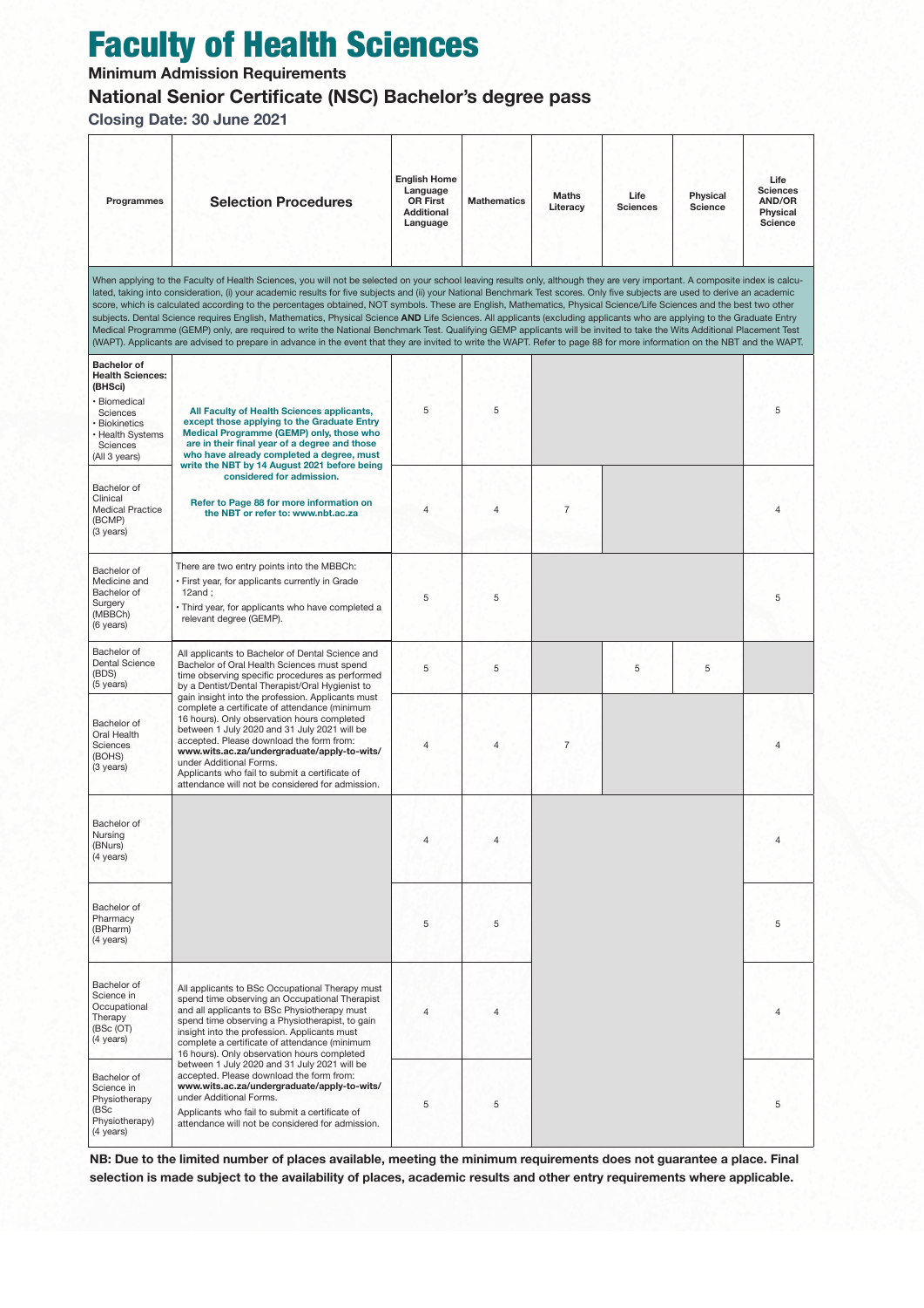# Faculty of Health Sciences

**Minimum Admission Requirements**

## National Senior Certificate (NSC) Bachelor's degree pass

**Closing Date: 30 June 2021**

| Programmes | Selection Procedures | English Home Language OR First Additional Language | Mathematics | Maths Literacy | Life Sciences | Physical Science | Life Sciences AND/OR Physical Science |
|---|---|---|---|---|---|---|---|
| When applying to the Faculty of Health Sciences, you will not be selected on your school leaving results only, although they are very important. A composite index is calculated, taking into consideration, (i) your academic results for five subjects and (ii) your National Benchmark Test scores. Only five subjects are used to derive an academic score, which is calculated according to the percentages obtained, NOT symbols. These are English, Mathematics, Physical Science/Life Sciences and the best two other subjects. Dental Science requires English, Mathematics, Physical Science **AND** Life Sciences. All applicants (excluding applicants who are applying to the Graduate Entry Medical Programme (GEMP) only, are required to write the National Benchmark Test. Qualifying GEMP applicants will be invited to take the Wits Additional Placement Test (WAPT). Applicants are advised to prepare in advance in the event that they are invited to write the WAPT. Refer to page 88 for more information on the NBT and the WAPT. | | | | | | | |
| **Bachelor of Health Sciences: (BHSci)** • Biomedical Sciences • Biokinetics • Health Systems Sciences (All 3 years) | **All Faculty of Health Sciences applicants, except those applying to the Graduate Entry Medical Programme (GEMP) only, those who are in their final year of a degree and those who have already completed a degree, must write the NBT by 14 August 2021 before being considered for admission.** **Refer to Page 88 for more information on the NBT or refer to: www.nbt.ac.za** | 5 | 5 | | | | 5 |
| Bachelor of Clinical Medical Practice (BCMP) (3 years) | | 4 | 4 | 7 | | | 4 |
| Bachelor of Medicine and Bachelor of Surgery (MBBCh) (6 years) | There are two entry points into the MBBCh: • First year, for applicants currently in Grade 12and ; • Third year, for applicants who have completed a relevant degree (GEMP). | 5 | 5 | | | | 5 |
| Bachelor of Dental Science (BDS) (5 years) | All applicants to Bachelor of Dental Science and Bachelor of Oral Health Sciences must spend time observing specific procedures as performed by a Dentist/Dental Therapist/Oral Hygienist to gain insight into the profession. Applicants must complete a certificate of attendance (minimum 16 hours). Only observation hours completed between 1 July 2020 and 31 July 2021 will be accepted. Please download the form from: **www.wits.ac.za/undergraduate/apply-to-wits/** under Additional Forms. Applicants who fail to submit a certificate of attendance will not be considered for admission. | 5 | 5 | | 5 | 5 | |
| Bachelor of Oral Health Sciences (BOHS) (3 years) | | 4 | 4 | 7 | | | 4 |
| Bachelor of Nursing (BNurs) (4 years) | | 4 | 4 | | | | 4 |
| Bachelor of Pharmacy (BPharm) (4 years) | | 5 | 5 | | | | 5 |
| Bachelor of Science in Occupational Therapy (BSc (OT) (4 years) | All applicants to BSc Occupational Therapy must spend time observing an Occupational Therapist and all applicants to BSc Physiotherapy must spend time observing a Physiotherapist, to gain insight into the profession. Applicants must complete a certificate of attendance (minimum 16 hours). Only observation hours completed between 1 July 2020 and 31 July 2021 will be accepted. Please download the form from: **www.wits.ac.za/undergraduate/apply-to-wits/** under Additional Forms. Applicants who fail to submit a certificate of attendance will not be considered for admission. | 4 | 4 | | | | 4 |
| Bachelor of Science in Physiotherapy (BSc Physiotherapy) (4 years) | | 5 | 5 | | | | 5 |

**NB: Due to the limited number of places available, meeting the minimum requirements does not guarantee a place. Final selection is made subject to the availability of places, academic results and other entry requirements where applicable.**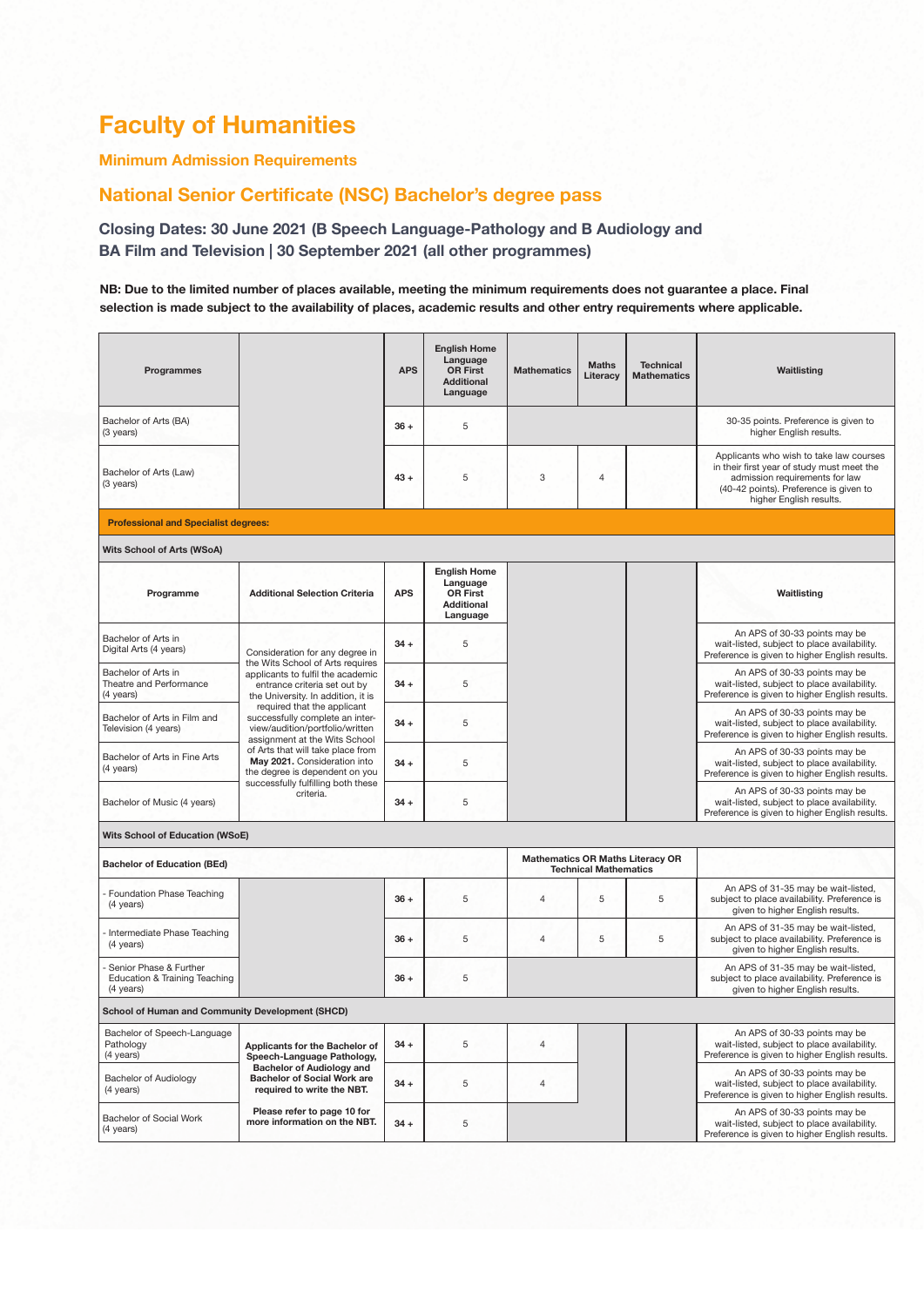# Faculty of Humanities

## Minimum Admission Requirements

## National Senior Certificate (NSC) Bachelor's degree pass

### Closing Dates: 30 June 2021 (B Speech Language-Pathology and B Audiology and BA Film and Television | 30 September 2021 (all other programmes)

**NB: Due to the limited number of places available, meeting the minimum requirements does not guarantee a place. Final selection is made subject to the availability of places, academic results and other entry requirements where applicable.**

| Programmes | | APS | English Home Language OR First Additional Language | Mathematics | Maths Literacy | Technical Mathematics | Waitlisting |
|---|---|---|---|---|---|---|---|
| Bachelor of Arts (BA) (3 years) | | 36 + | 5 | | | | 30-35 points. Preference is given to higher English results. |
| Bachelor of Arts (Law) (3 years) | | 43 + | 5 | 3 | 4 | | Applicants who wish to take law courses in their first year of study must meet the admission requirements for law (40-42 points). Preference is given to higher English results. |
| **Professional and Specialist degrees:** | | | | | | | |
| **Wits School of Arts (WSoA)** | | | | | | | |
| **Programme** | **Additional Selection Criteria** | **APS** | **English Home Language OR First Additional Language** | | | | **Waitlisting** |
| Bachelor of Arts in Digital Arts (4 years) | Consideration for any degree in the Wits School of Arts requires applicants to fulfil the academic entrance criteria set out by the University. In addition, it is required that the applicant successfully complete an inter-view/audition/portfolio/written assignment at the Wits School of Arts that will take place from **May 2021.** Consideration into the degree is dependent on you successfully fulfilling both these criteria. | 34 + | 5 | | | | An APS of 30-33 points may be wait-listed, subject to place availability. Preference is given to higher English results. |
| Bachelor of Arts in Theatre and Performance (4 years) | | 34 + | 5 | | | | An APS of 30-33 points may be wait-listed, subject to place availability. Preference is given to higher English results. |
| Bachelor of Arts in Film and Television (4 years) | | 34 + | 5 | | | | An APS of 30-33 points may be wait-listed, subject to place availability. Preference is given to higher English results. |
| Bachelor of Arts in Fine Arts (4 years) | | 34 + | 5 | | | | An APS of 30-33 points may be wait-listed, subject to place availability. Preference is given to higher English results. |
| Bachelor of Music (4 years) | | 34 + | 5 | | | | An APS of 30-33 points may be wait-listed, subject to place availability. Preference is given to higher English results. |
| **Wits School of Education (WSoE)** | | | | | | | |
| **Bachelor of Education (BEd)** | | | | **Mathematics OR Maths Literacy OR Technical Mathematics** | | | |
| - Foundation Phase Teaching (4 years) | | 36 + | 5 | 4 | 5 | 5 | An APS of 31-35 may be wait-listed, subject to place availability. Preference is given to higher English results. |
| - Intermediate Phase Teaching (4 years) | | 36 + | 5 | 4 | 5 | 5 | An APS of 31-35 may be wait-listed, subject to place availability. Preference is given to higher English results. |
| - Senior Phase & Further Education & Training Teaching (4 years) | | 36 + | 5 | | | | An APS of 31-35 may be wait-listed, subject to place availability. Preference is given to higher English results. |
| **School of Human and Community Development (SHCD)** | | | | | | | |
| Bachelor of Speech-Language Pathology (4 years) | **Applicants for the Bachelor of Speech-Language Pathology, Bachelor of Audiology and Bachelor of Social Work are required to write the NBT. Please refer to page 10 for more information on the NBT.** | 34 + | 5 | 4 | | | An APS of 30-33 points may be wait-listed, subject to place availability. Preference is given to higher English results. |
| Bachelor of Audiology (4 years) | | 34 + | 5 | 4 | | | An APS of 30-33 points may be wait-listed, subject to place availability. Preference is given to higher English results. |
| Bachelor of Social Work (4 years) | | 34 + | 5 | | | | An APS of 30-33 points may be wait-listed, subject to place availability. Preference is given to higher English results. |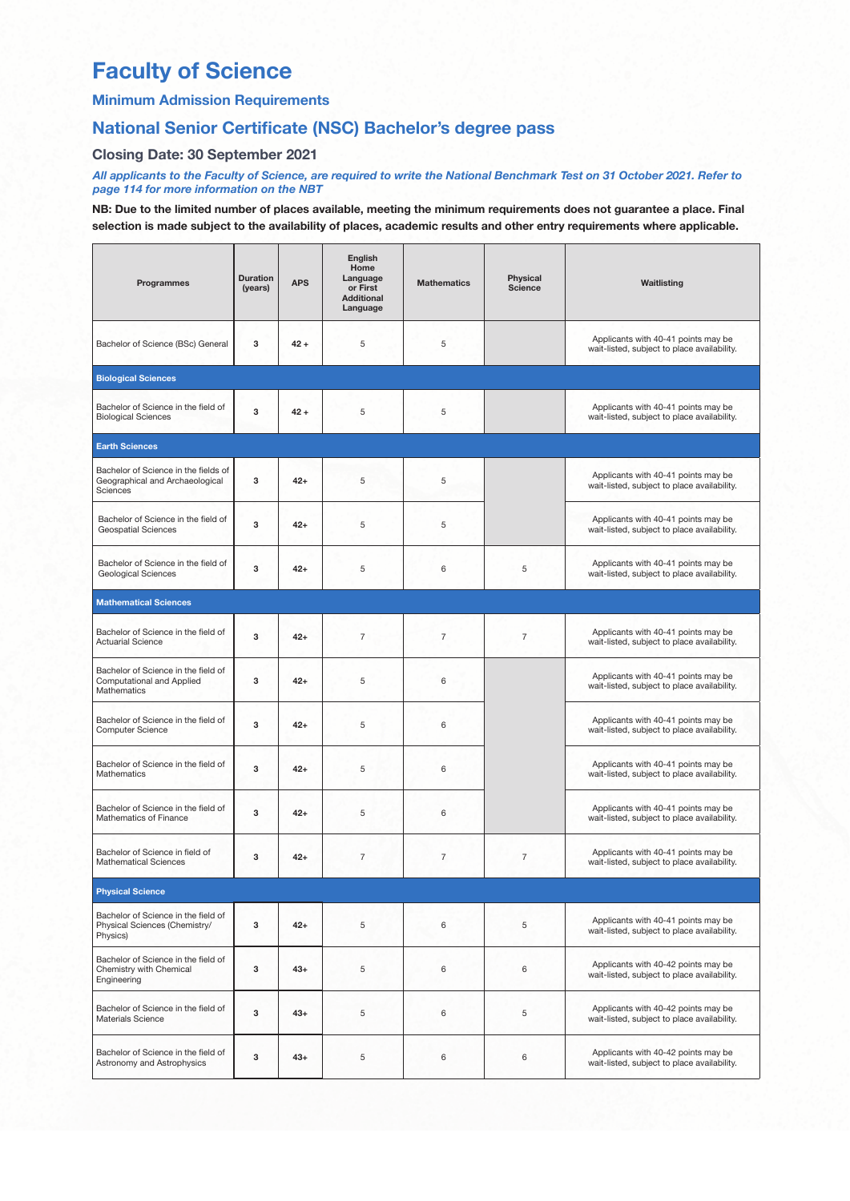# Faculty of Science

## Minimum Admission Requirements

## National Senior Certificate (NSC) Bachelor's degree pass

### Closing Date: 30 September 2021

***All applicants to the Faculty of Science, are required to write the National Benchmark Test on 31 October 2021. Refer to page 114 for more information on the NBT***

**NB: Due to the limited number of places available, meeting the minimum requirements does not guarantee a place. Final selection is made subject to the availability of places, academic results and other entry requirements where applicable.**

| Programmes | Duration (years) | APS | English Home Language or First Additional Language | Mathematics | Physical Science | Waitlisting |
|---|---|---|---|---|---|---|
| Bachelor of Science (BSc) General | 3 | 42 + | 5 | 5 | | Applicants with 40-41 points may be wait-listed, subject to place availability. |
| **Biological Sciences** | | | | | | |
| Bachelor of Science in the field of Biological Sciences | 3 | 42 + | 5 | 5 | | Applicants with 40-41 points may be wait-listed, subject to place availability. |
| **Earth Sciences** | | | | | | |
| Bachelor of Science in the fields of Geographical and Archaeological Sciences | 3 | 42+ | 5 | 5 | | Applicants with 40-41 points may be wait-listed, subject to place availability. |
| Bachelor of Science in the field of Geospatial Sciences | 3 | 42+ | 5 | 5 | | Applicants with 40-41 points may be wait-listed, subject to place availability. |
| Bachelor of Science in the field of Geological Sciences | 3 | 42+ | 5 | 6 | 5 | Applicants with 40-41 points may be wait-listed, subject to place availability. |
| **Mathematical Sciences** | | | | | | |
| Bachelor of Science in the field of Actuarial Science | 3 | 42+ | 7 | 7 | 7 | Applicants with 40-41 points may be wait-listed, subject to place availability. |
| Bachelor of Science in the field of Computational and Applied Mathematics | 3 | 42+ | 5 | 6 | | Applicants with 40-41 points may be wait-listed, subject to place availability. |
| Bachelor of Science in the field of Computer Science | 3 | 42+ | 5 | 6 | | Applicants with 40-41 points may be wait-listed, subject to place availability. |
| Bachelor of Science in the field of Mathematics | 3 | 42+ | 5 | 6 | | Applicants with 40-41 points may be wait-listed, subject to place availability. |
| Bachelor of Science in the field of Mathematics of Finance | 3 | 42+ | 5 | 6 | | Applicants with 40-41 points may be wait-listed, subject to place availability. |
| Bachelor of Science in field of Mathematical Sciences | 3 | 42+ | 7 | 7 | 7 | Applicants with 40-41 points may be wait-listed, subject to place availability. |
| **Physical Science** | | | | | | |
| Bachelor of Science in the field of Physical Sciences (Chemistry/ Physics) | 3 | 42+ | 5 | 6 | 5 | Applicants with 40-41 points may be wait-listed, subject to place availability. |
| Bachelor of Science in the field of Chemistry with Chemical Engineering | 3 | 43+ | 5 | 6 | 6 | Applicants with 40-42 points may be wait-listed, subject to place availability. |
| Bachelor of Science in the field of Materials Science | 3 | 43+ | 5 | 6 | 5 | Applicants with 40-42 points may be wait-listed, subject to place availability. |
| Bachelor of Science in the field of Astronomy and Astrophysics | 3 | 43+ | 5 | 6 | 6 | Applicants with 40-42 points may be wait-listed, subject to place availability. |